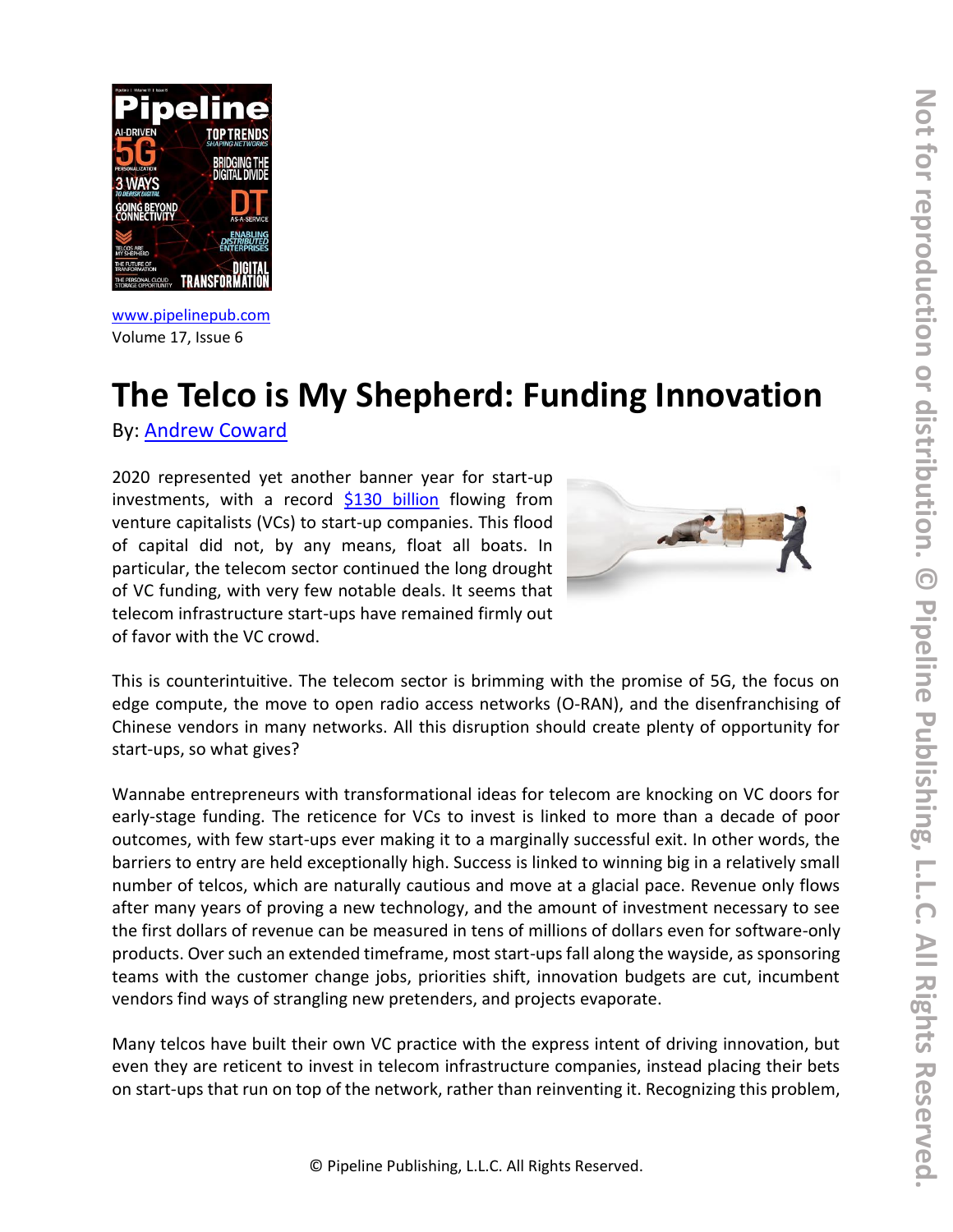www.pipelinepub.com
Volume 17, Issue 6

# The Telco is My Shepherd: Funding Innovation

By: Andrew Coward

2020 represented yet another banner year for start-up investments, with a record $130 billion flowing from venture capitalists (VCs) to start-up companies. This flood of capital did not, by any means, float all boats. In particular, the telecom sector continued the long drought of VC funding, with very few notable deals. It seems that telecom infrastructure start-ups have remained firmly out of favor with the VC crowd.

This is counterintuitive. The telecom sector is brimming with the promise of 5G, the focus on edge compute, the move to open radio access networks (O-RAN), and the disenfranchising of Chinese vendors in many networks. All this disruption should create plenty of opportunity for start-ups, so what gives?

Wannabe entrepreneurs with transformational ideas for telecom are knocking on VC doors for early-stage funding. The reticence for VCs to invest is linked to more than a decade of poor outcomes, with few start-ups ever making it to a marginally successful exit. In other words, the barriers to entry are held exceptionally high. Success is linked to winning big in a relatively small number of telcos, which are naturally cautious and move at a glacial pace. Revenue only flows after many years of proving a new technology, and the amount of investment necessary to see the first dollars of revenue can be measured in tens of millions of dollars even for software-only products. Over such an extended timeframe, most start-ups fall along the wayside, as sponsoring teams with the customer change jobs, priorities shift, innovation budgets are cut, incumbent vendors find ways of strangling new pretenders, and projects evaporate.

Many telcos have built their own VC practice with the express intent of driving innovation, but even they are reticent to invest in telecom infrastructure companies, instead placing their bets on start-ups that run on top of the network, rather than reinventing it. Recognizing this problem,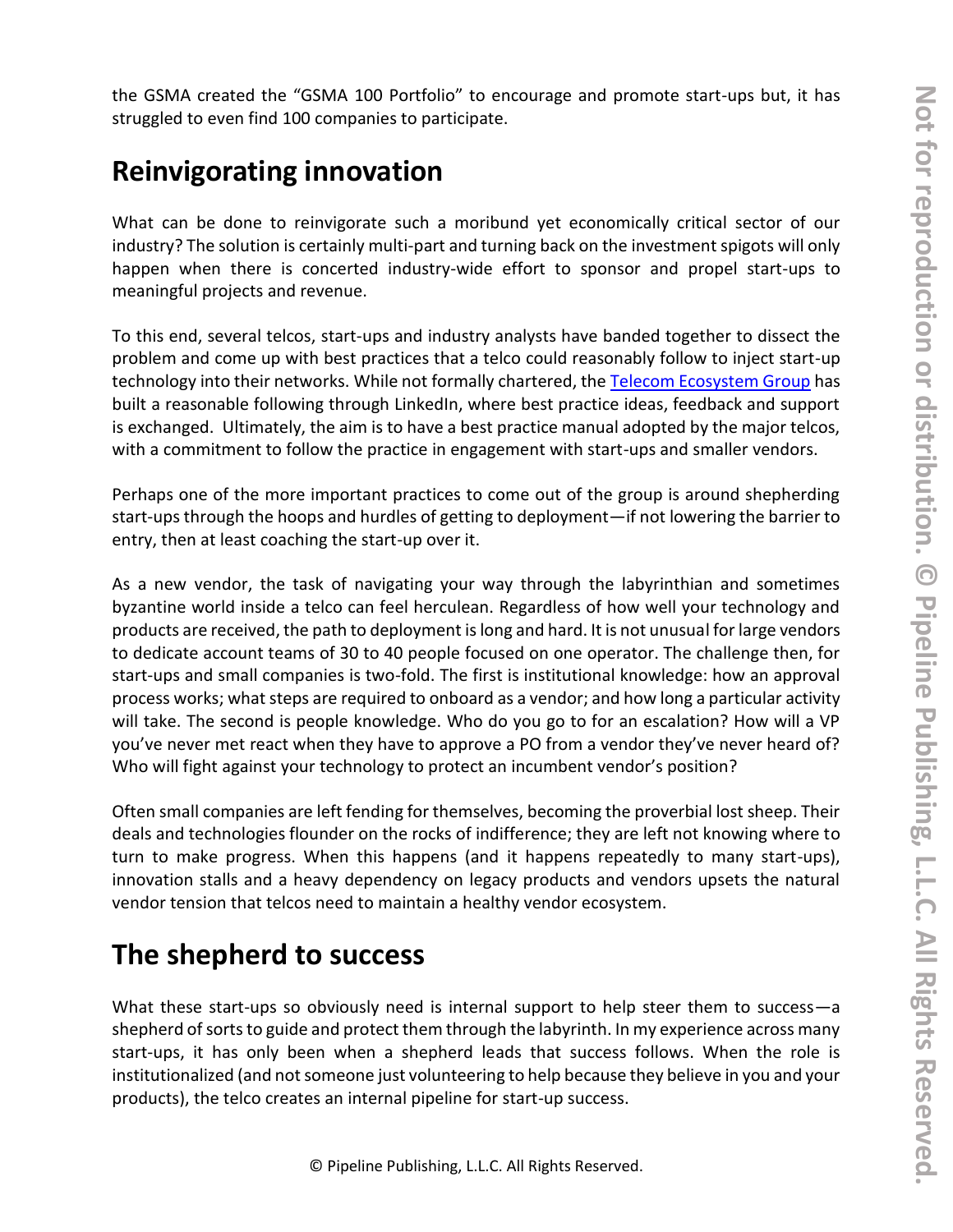the GSMA created the "GSMA 100 Portfolio" to encourage and promote start-ups but, it has struggled to even find 100 companies to participate.

## Reinvigorating innovation

What can be done to reinvigorate such a moribund yet economically critical sector of our industry? The solution is certainly multi-part and turning back on the investment spigots will only happen when there is concerted industry-wide effort to sponsor and propel start-ups to meaningful projects and revenue.

To this end, several telcos, start-ups and industry analysts have banded together to dissect the problem and come up with best practices that a telco could reasonably follow to inject start-up technology into their networks. While not formally chartered, the Telecom Ecosystem Group has built a reasonable following through LinkedIn, where best practice ideas, feedback and support is exchanged. Ultimately, the aim is to have a best practice manual adopted by the major telcos, with a commitment to follow the practice in engagement with start-ups and smaller vendors.

Perhaps one of the more important practices to come out of the group is around shepherding start-ups through the hoops and hurdles of getting to deployment—if not lowering the barrier to entry, then at least coaching the start-up over it.

As a new vendor, the task of navigating your way through the labyrinthian and sometimes byzantine world inside a telco can feel herculean. Regardless of how well your technology and products are received, the path to deployment is long and hard. It is not unusual for large vendors to dedicate account teams of 30 to 40 people focused on one operator. The challenge then, for start-ups and small companies is two-fold. The first is institutional knowledge: how an approval process works; what steps are required to onboard as a vendor; and how long a particular activity will take. The second is people knowledge. Who do you go to for an escalation? How will a VP you've never met react when they have to approve a PO from a vendor they've never heard of? Who will fight against your technology to protect an incumbent vendor's position?

Often small companies are left fending for themselves, becoming the proverbial lost sheep. Their deals and technologies flounder on the rocks of indifference; they are left not knowing where to turn to make progress. When this happens (and it happens repeatedly to many start-ups), innovation stalls and a heavy dependency on legacy products and vendors upsets the natural vendor tension that telcos need to maintain a healthy vendor ecosystem.

## The shepherd to success

What these start-ups so obviously need is internal support to help steer them to success—a shepherd of sorts to guide and protect them through the labyrinth. In my experience across many start-ups, it has only been when a shepherd leads that success follows. When the role is institutionalized (and not someone just volunteering to help because they believe in you and your products), the telco creates an internal pipeline for start-up success.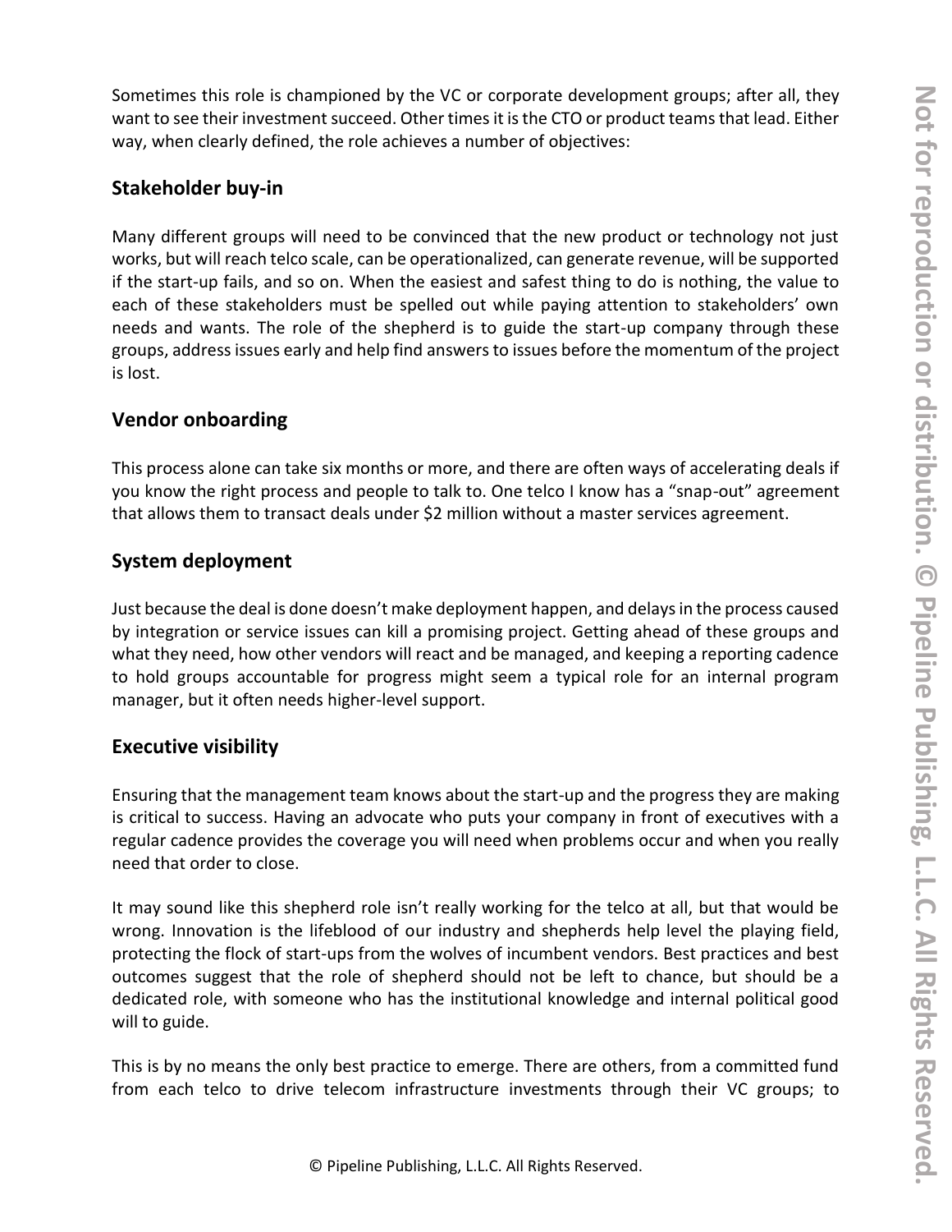Sometimes this role is championed by the VC or corporate development groups; after all, they want to see their investment succeed. Other times it is the CTO or product teams that lead. Either way, when clearly defined, the role achieves a number of objectives:

## Stakeholder buy-in

Many different groups will need to be convinced that the new product or technology not just works, but will reach telco scale, can be operationalized, can generate revenue, will be supported if the start-up fails, and so on. When the easiest and safest thing to do is nothing, the value to each of these stakeholders must be spelled out while paying attention to stakeholders' own needs and wants. The role of the shepherd is to guide the start-up company through these groups, address issues early and help find answers to issues before the momentum of the project is lost.

## Vendor onboarding

This process alone can take six months or more, and there are often ways of accelerating deals if you know the right process and people to talk to. One telco I know has a "snap-out" agreement that allows them to transact deals under $2 million without a master services agreement.

## System deployment

Just because the deal is done doesn't make deployment happen, and delays in the process caused by integration or service issues can kill a promising project. Getting ahead of these groups and what they need, how other vendors will react and be managed, and keeping a reporting cadence to hold groups accountable for progress might seem a typical role for an internal program manager, but it often needs higher-level support.

## Executive visibility

Ensuring that the management team knows about the start-up and the progress they are making is critical to success. Having an advocate who puts your company in front of executives with a regular cadence provides the coverage you will need when problems occur and when you really need that order to close.

It may sound like this shepherd role isn't really working for the telco at all, but that would be wrong. Innovation is the lifeblood of our industry and shepherds help level the playing field, protecting the flock of start-ups from the wolves of incumbent vendors. Best practices and best outcomes suggest that the role of shepherd should not be left to chance, but should be a dedicated role, with someone who has the institutional knowledge and internal political good will to guide.

This is by no means the only best practice to emerge. There are others, from a committed fund from each telco to drive telecom infrastructure investments through their VC groups; to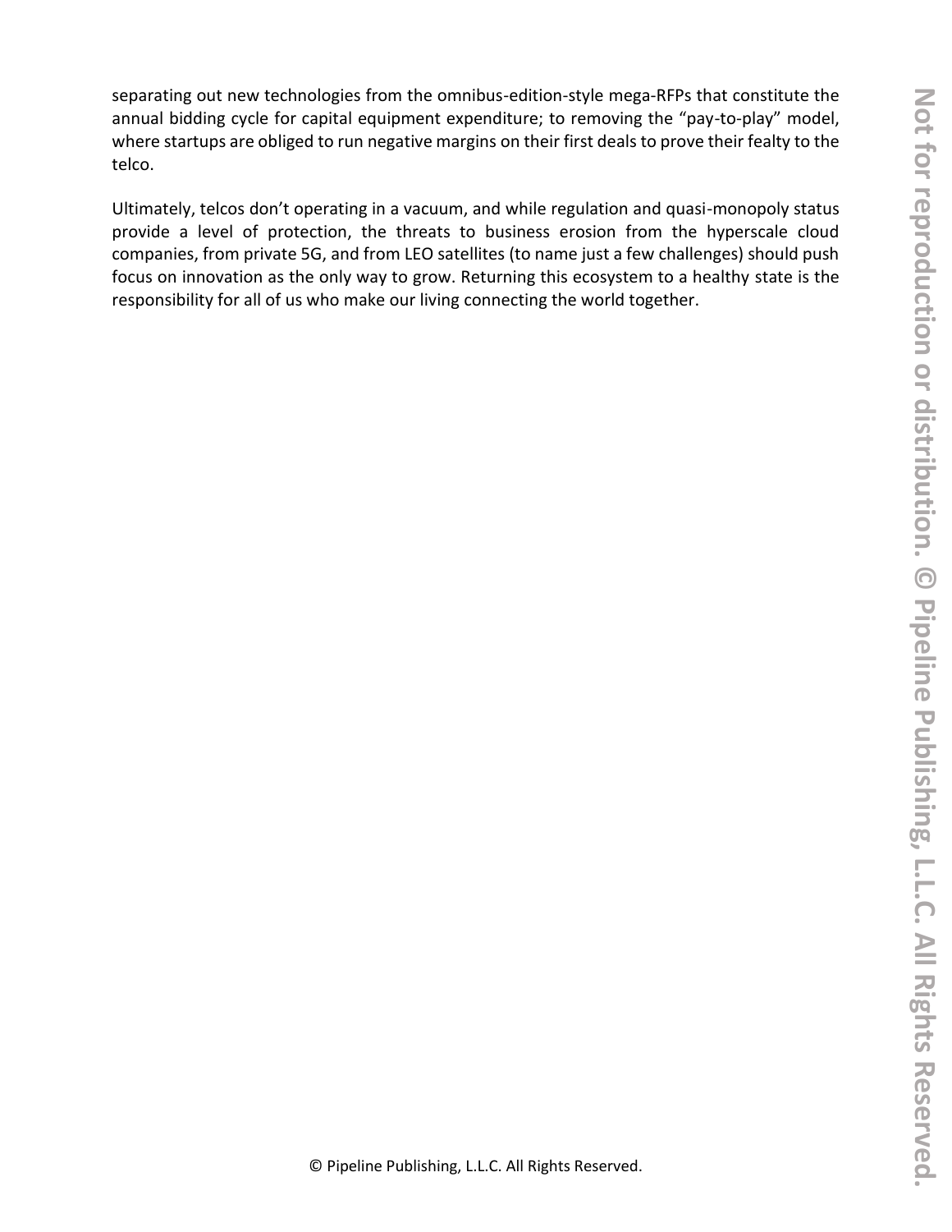separating out new technologies from the omnibus-edition-style mega-RFPs that constitute the annual bidding cycle for capital equipment expenditure; to removing the "pay-to-play" model, where startups are obliged to run negative margins on their first deals to prove their fealty to the telco.

Ultimately, telcos don't operating in a vacuum, and while regulation and quasi-monopoly status provide a level of protection, the threats to business erosion from the hyperscale cloud companies, from private 5G, and from LEO satellites (to name just a few challenges) should push focus on innovation as the only way to grow. Returning this ecosystem to a healthy state is the responsibility for all of us who make our living connecting the world together.